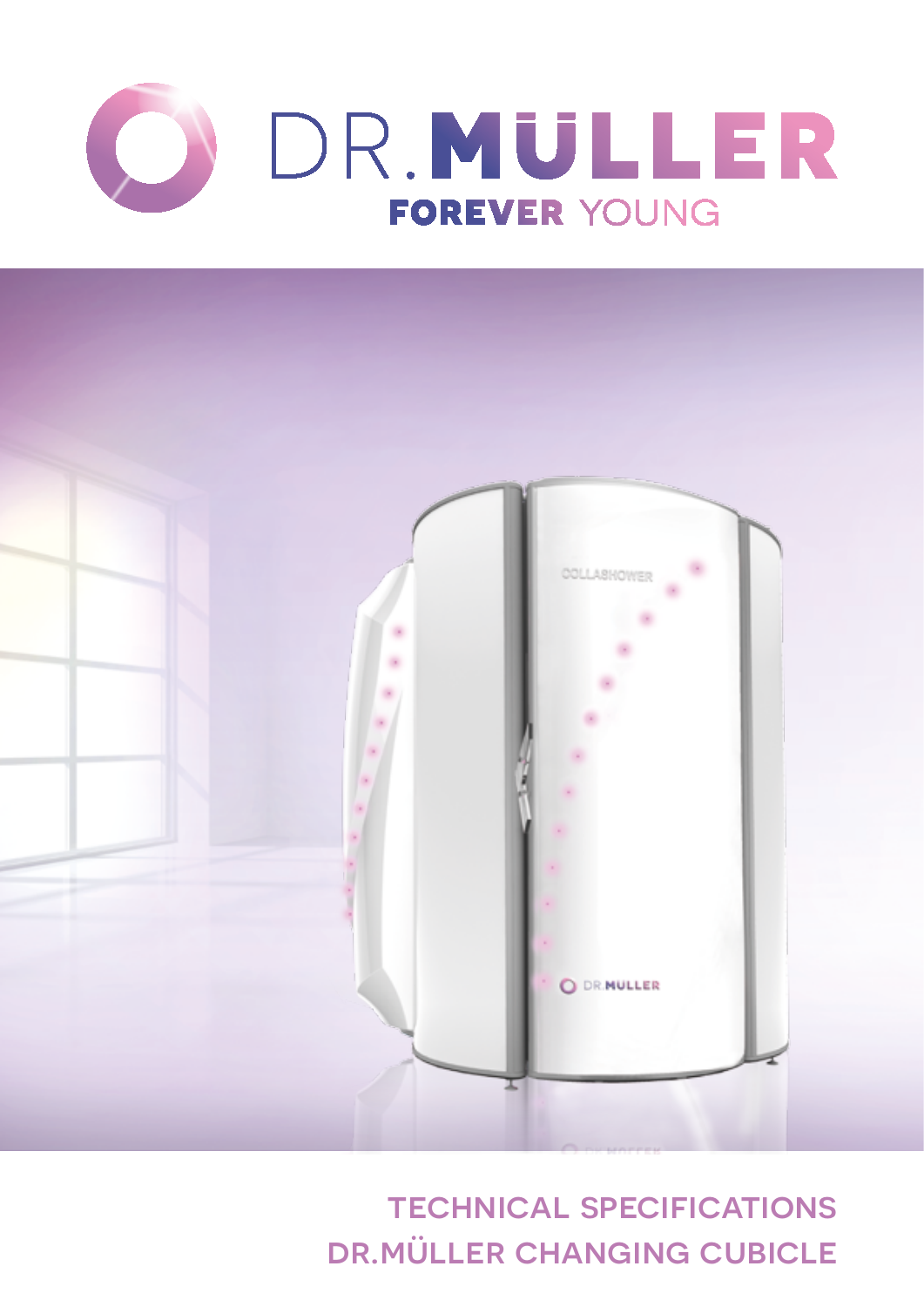# DR.MÜLLER

FOREVER YOUNG

## TECHNICAL SPECIFICATIONS
## DR.MÜLLER CHANGING CUBICLE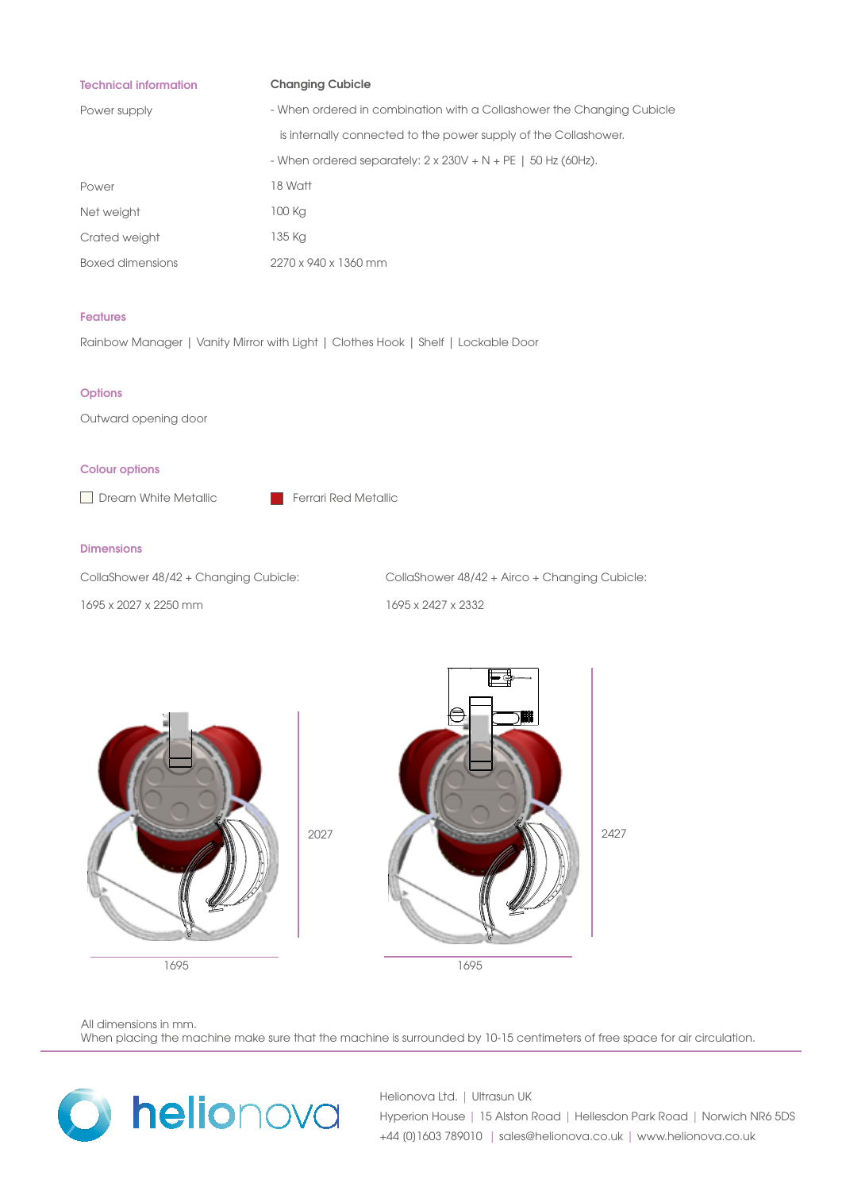| Technical information | Changing Cubicle |
|---|---|
| Power supply | - When ordered in combination with a Collashower the Changing Cubicle is internally connected to the power supply of the Collashower.<br>- When ordered separately: 2 x 230V + N + PE \| 50 Hz (60Hz). |
| Power | 18 Watt |
| Net weight | 100 Kg |
| Crated weight | 135 Kg |
| Boxed dimensions | 2270 x 940 x 1360 mm |

## Features

Rainbow Manager | Vanity Mirror with Light | Clothes Hook | Shelf | Lockable Door

## Options

Outward opening door

## Colour options

- Dream White Metallic
- Ferrari Red Metallic

## Dimensions

CollaShower 48/42 + Changing Cubicle:

1695 x 2027 x 2250 mm

CollaShower 48/42 + Airco + Changing Cubicle:

1695 x 2427 x 2332

2027

1695

2427

1695

All dimensions in mm.
When placing the machine make sure that the machine is surrounded by 10-15 centimeters of free space for air circulation.

helionova

Helionova Ltd. | Ultrasun UK
Hyperion House | 15 Alston Road | Hellesdon Park Road | Norwich NR6 5DS
+44 (0)1603 789010 | sales@helionova.co.uk | www.helionova.co.uk